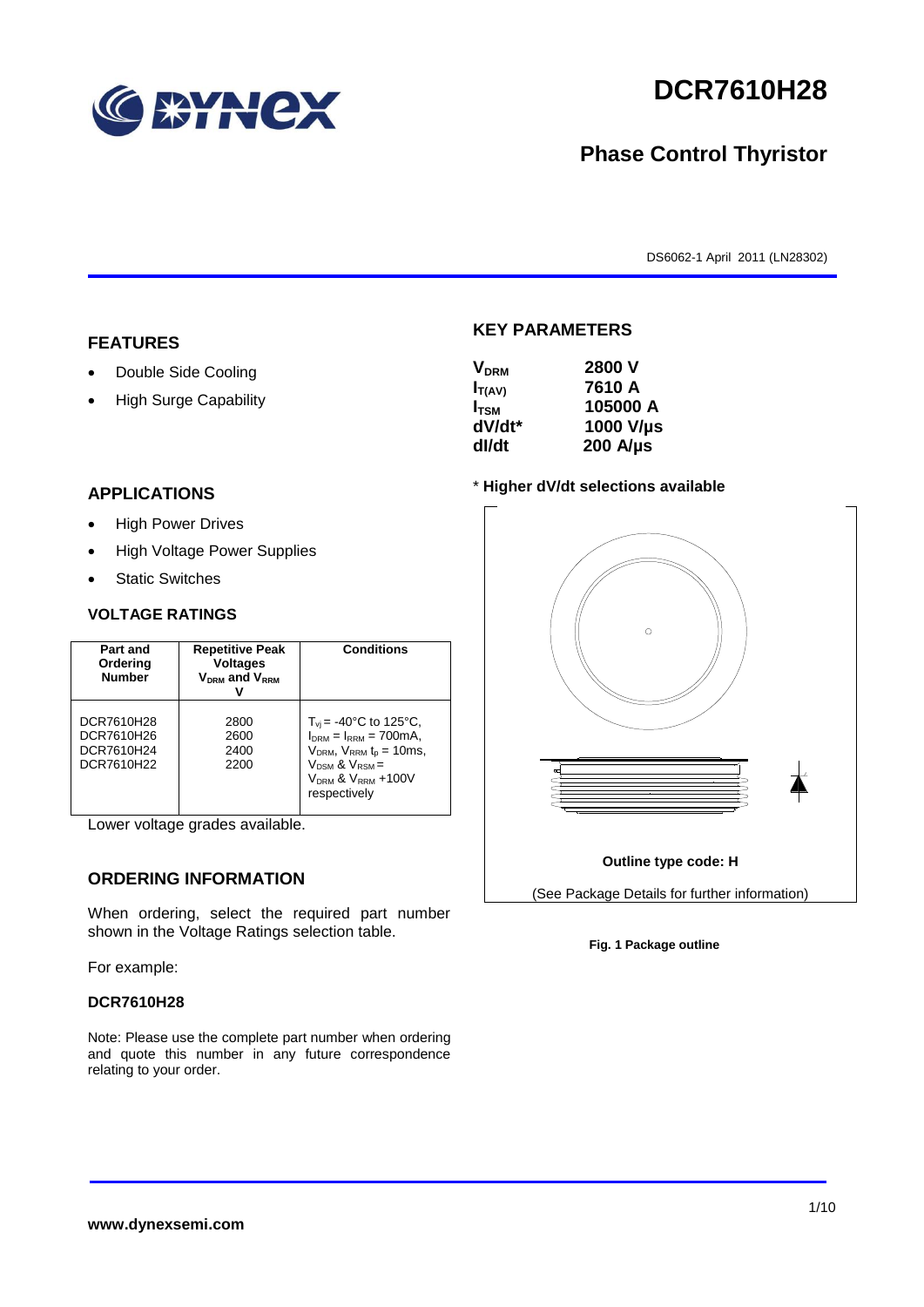# DCR7610H28

## Phase Control Thyristor

DS6062-1 April 2011 (LN28302)

## FEATURES

- Double Side Cooling
- High Surge Capability

## APPLICATIONS

- High Power Drives
- High Voltage Power Supplies
- Static Switches

## KEY PARAMETERS

| | |
|---|---|
| $V_{DRM}$ | 2800 V |
| $I_{T(AV)}$ | 7610 A |
| $I_{TSM}$ | 105000 A |
| dV/dt* | 1000 V/µs |
| dI/dt | 200 A/µs |

* **Higher dV/dt selections available**

## VOLTAGE RATINGS

| Part and Ordering Number | Repetitive Peak Voltages $V_{DRM}$ and $V_{RRM}$ V | Conditions |
|---|---|---|
| DCR7610H28<br>DCR7610H26<br>DCR7610H24<br>DCR7610H22 | 2800<br>2600<br>2400<br>2200 | $T_{vj}$ = -40°C to 125°C, $I_{DRM}$ = $I_{RRM}$ = 700mA, $V_{DRM}$, $V_{RRM}$ $t_p$ = 10ms, $V_{DSM}$ & $V_{RSM}$ = $V_{DRM}$ & $V_{RRM}$ +100V respectively |

Lower voltage grades available.

Outline type code: H

(See Package Details for further information)

**Fig. 1 Package outline**

## ORDERING INFORMATION

When ordering, select the required part number shown in the Voltage Ratings selection table.

For example:

**DCR7610H28**

Note: Please use the complete part number when ordering and quote this number in any future correspondence relating to your order.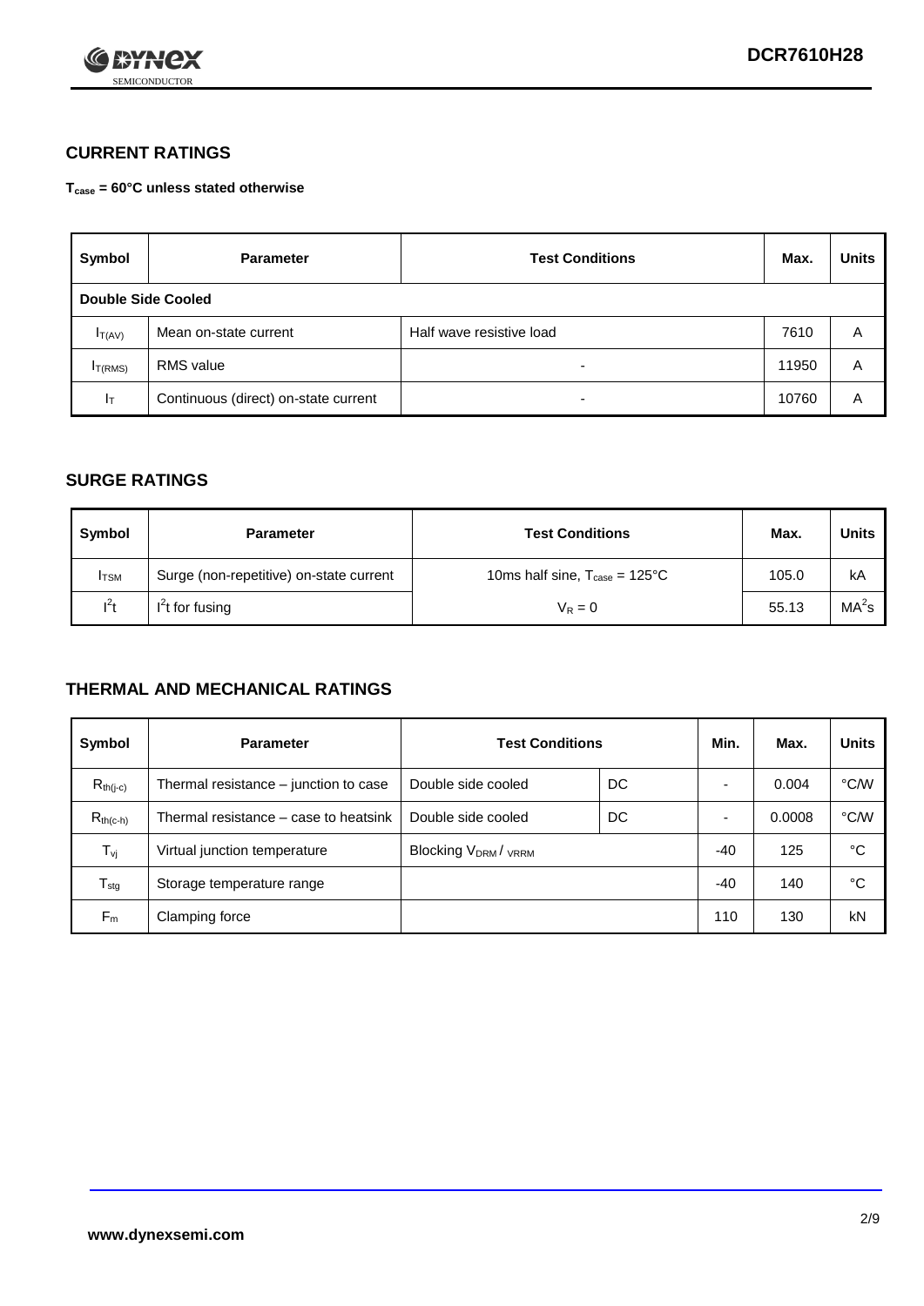## CURRENT RATINGS

**$T_{case}$ = 60°C unless stated otherwise**

| Symbol | Parameter | Test Conditions | Max. | Units |
|---|---|---|---|---|
| **Double Side Cooled** | | | | |
| $I_{T(AV)}$ | Mean on-state current | Half wave resistive load | 7610 | A |
| $I_{T(RMS)}$ | RMS value | - | 11950 | A |
| $I_T$ | Continuous (direct) on-state current | - | 10760 | A |

## SURGE RATINGS

| Symbol | Parameter | Test Conditions | Max. | Units |
|---|---|---|---|---|
| $I_{TSM}$ | Surge (non-repetitive) on-state current | 10ms half sine, $T_{case}$ = 125°C | 105.0 | kA |
| $I^2t$ | $I^2t$ for fusing | $V_R = 0$ | 55.13 | $MA^2s$ |

## THERMAL AND MECHANICAL RATINGS

| Symbol | Parameter | Test Conditions | | Min. | Max. | Units |
|---|---|---|---|---|---|---|
| $R_{th(j-c)}$ | Thermal resistance – junction to case | Double side cooled | DC | - | 0.004 | °C/W |
| $R_{th(c-h)}$ | Thermal resistance – case to heatsink | Double side cooled | DC | - | 0.0008 | °C/W |
| $T_{vj}$ | Virtual junction temperature | Blocking $V_{DRM}$ / $V_{RRM}$ | | -40 | 125 | °C |
| $T_{stg}$ | Storage temperature range | | | -40 | 140 | °C |
| $F_m$ | Clamping force | | | 110 | 130 | kN |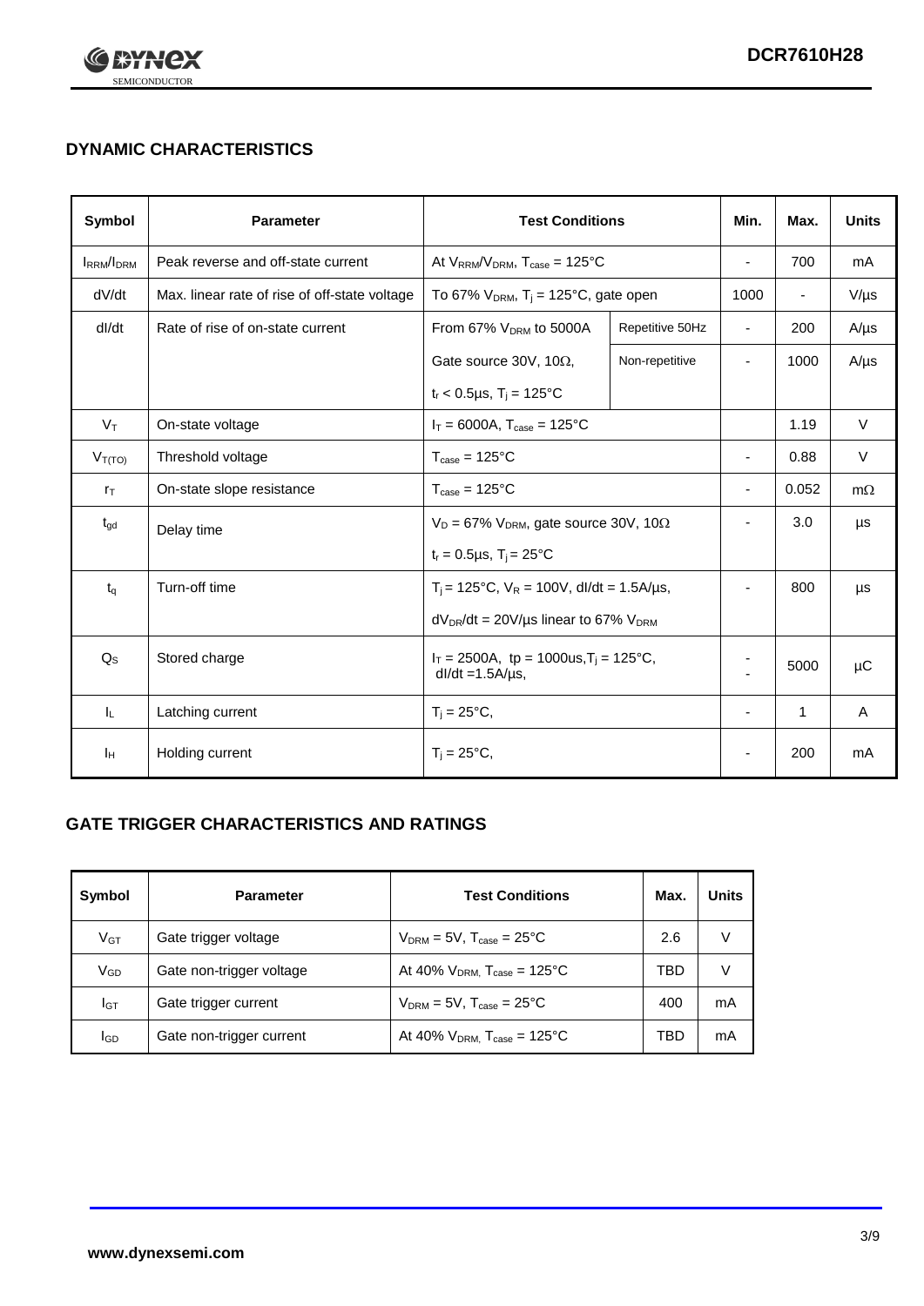## DYNAMIC CHARACTERISTICS

| Symbol | Parameter | Test Conditions | | Min. | Max. | Units |
|---|---|---|---|---|---|---|
| $I_{RRM}/I_{DRM}$ | Peak reverse and off-state current | At $V_{RRM}/V_{DRM}$, $T_{case}$ = 125°C | | - | 700 | mA |
| dV/dt | Max. linear rate of rise of off-state voltage | To 67% $V_{DRM}$, $T_j$ = 125°C, gate open | | 1000 | - | V/µs |
| dI/dt | Rate of rise of on-state current | From 67% $V_{DRM}$ to 5000A | Repetitive 50Hz | - | 200 | A/µs |
| | | Gate source 30V, 10Ω, $t_r$ < 0.5µs, $T_j$ = 125°C | Non-repetitive | - | 1000 | A/µs |
| $V_T$ | On-state voltage | $I_T$ = 6000A, $T_{case}$ = 125°C | | | 1.19 | V |
| $V_{T(TO)}$ | Threshold voltage | $T_{case}$ = 125°C | | - | 0.88 | V |
| $r_T$ | On-state slope resistance | $T_{case}$ = 125°C | | - | 0.052 | mΩ |
| $t_{gd}$ | Delay time | $V_D$ = 67% $V_{DRM}$, gate source 30V, 10Ω, $t_r$ = 0.5µs, $T_j$ = 25°C | | - | 3.0 | µs |
| $t_q$ | Turn-off time | $T_j$ = 125°C, $V_R$ = 100V, dI/dt = 1.5A/µs, $dV_{DR}/dt$ = 20V/µs linear to 67% $V_{DRM}$ | | - | 800 | µs |
| $Q_S$ | Stored charge | $I_T$ = 2500A, tp = 1000us, $T_j$ = 125°C, dI/dt =1.5A/µs, | | - | 5000 | µC |
| $I_L$ | Latching current | $T_j$ = 25°C, | | - | 1 | A |
| $I_H$ | Holding current | $T_j$ = 25°C, | | - | 200 | mA |

## GATE TRIGGER CHARACTERISTICS AND RATINGS

| Symbol | Parameter | Test Conditions | Max. | Units |
|---|---|---|---|---|
| $V_{GT}$ | Gate trigger voltage | $V_{DRM}$ = 5V, $T_{case}$ = 25°C | 2.6 | V |
| $V_{GD}$ | Gate non-trigger voltage | At 40% $V_{DRM}$, $T_{case}$ = 125°C | TBD | V |
| $I_{GT}$ | Gate trigger current | $V_{DRM}$ = 5V, $T_{case}$ = 25°C | 400 | mA |
| $I_{GD}$ | Gate non-trigger current | At 40% $V_{DRM}$, $T_{case}$ = 125°C | TBD | mA |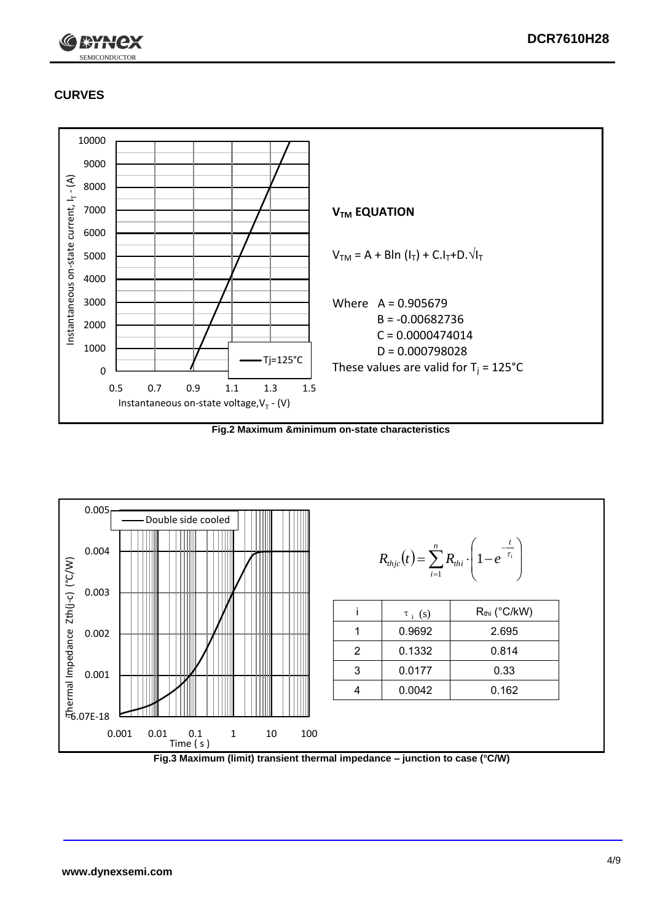## CURVES

**$V_{TM}$ EQUATION**

$$V_{TM} = A + B\ln(I_T) + C.I_T + D.\sqrt{I_T}$$

Where A = 0.905679
B = -0.00682736
C = 0.0000474014
D = 0.000798028

These values are valid for $T_j$ = 125°C

**Fig.2 Maximum &minimum on-state characteristics**

$$R_{thjc}(t) = \sum_{i=1}^{n} R_{thi} \cdot \left(1 - e^{-\frac{t}{\tau_i}}\right)$$

| i | $\tau_i$ (s) | $R_{thi}$ (°C/kW) |
|---|---|---|
| 1 | 0.9692 | 2.695 |
| 2 | 0.1332 | 0.814 |
| 3 | 0.0177 | 0.33 |
| 4 | 0.0042 | 0.162 |

**Fig.3 Maximum (limit) transient thermal impedance – junction to case (°C/W)**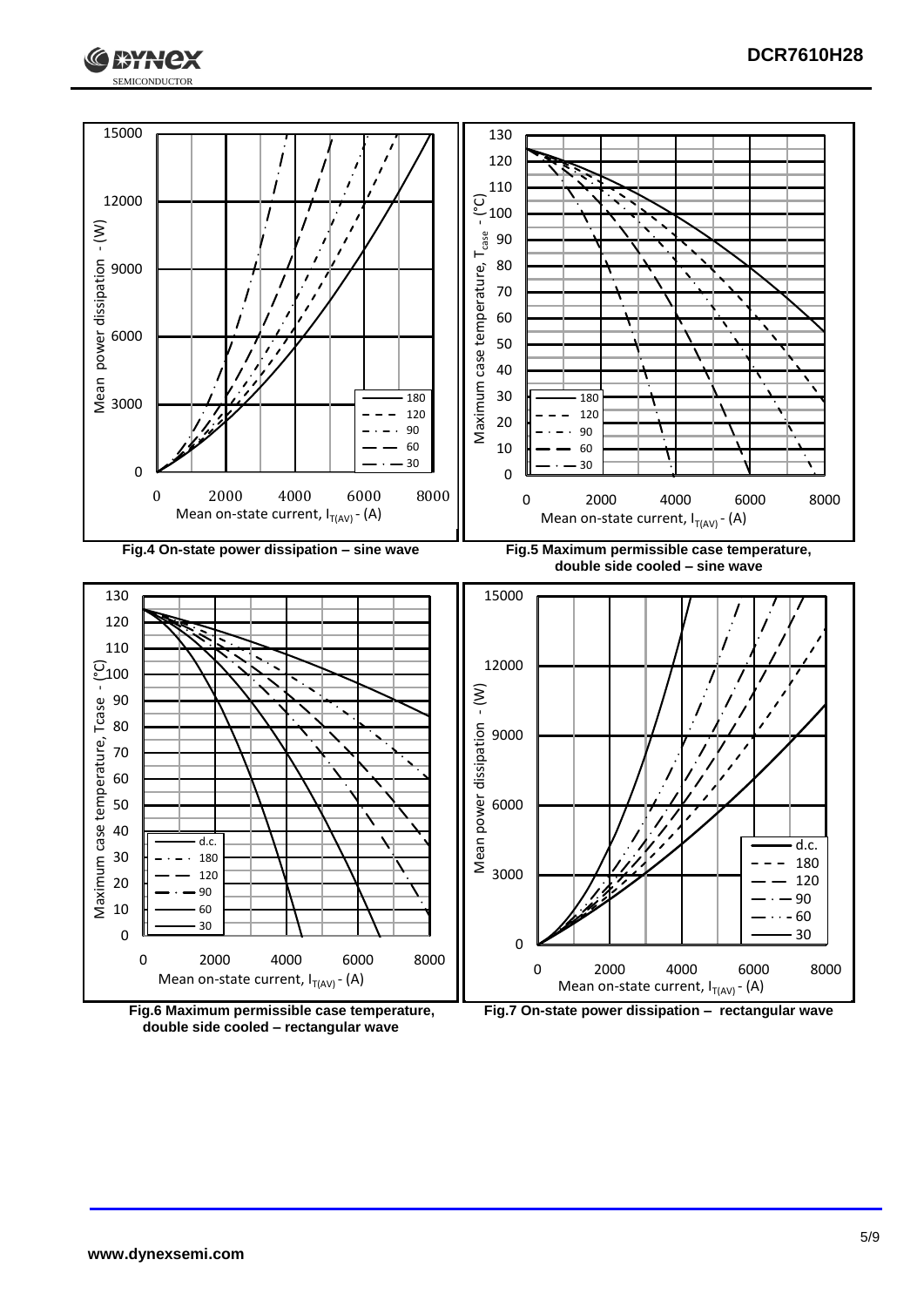Fig.4 On-state power dissipation – sine wave

Fig.5 Maximum permissible case temperature, double side cooled – sine wave

Fig.6 Maximum permissible case temperature, double side cooled – rectangular wave

Fig.7 On-state power dissipation – rectangular wave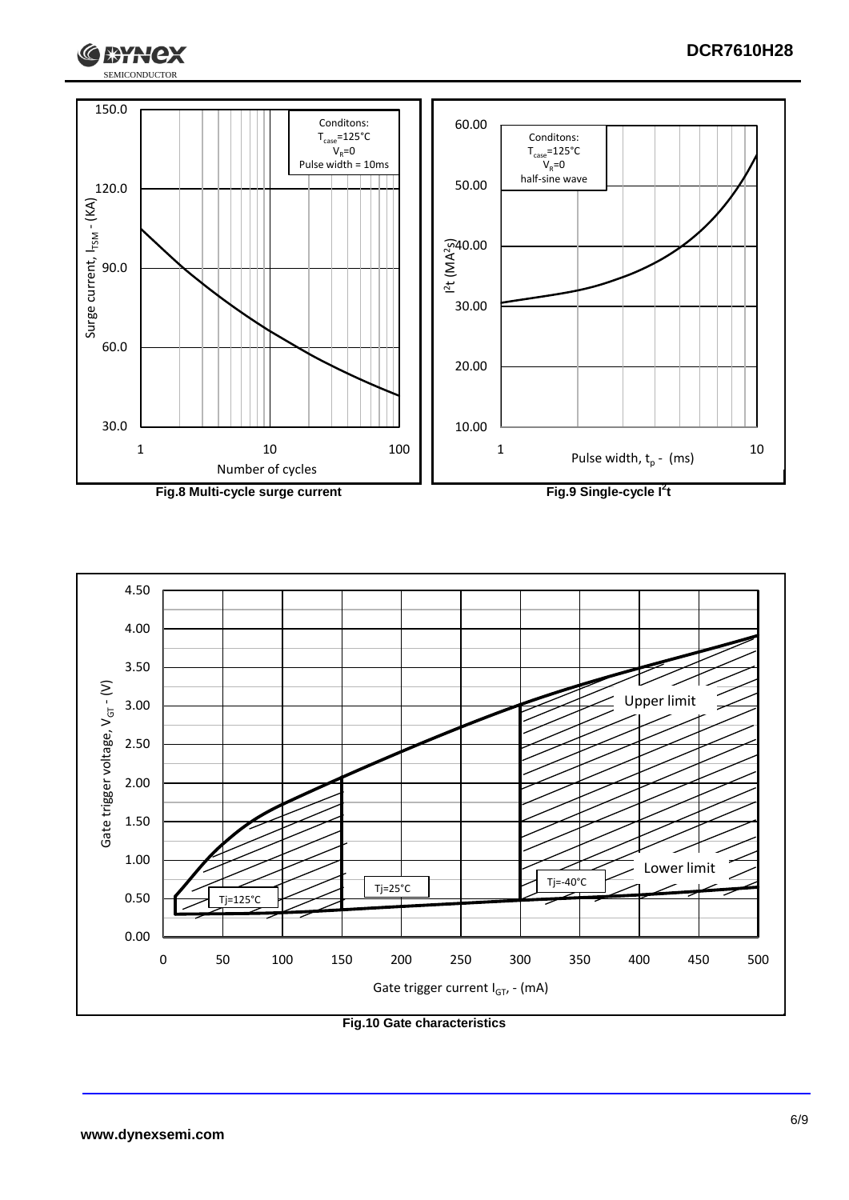Fig.8 Multi-cycle surge current

Fig.9 Single-cycle $I^2t$

Fig.10 Gate characteristics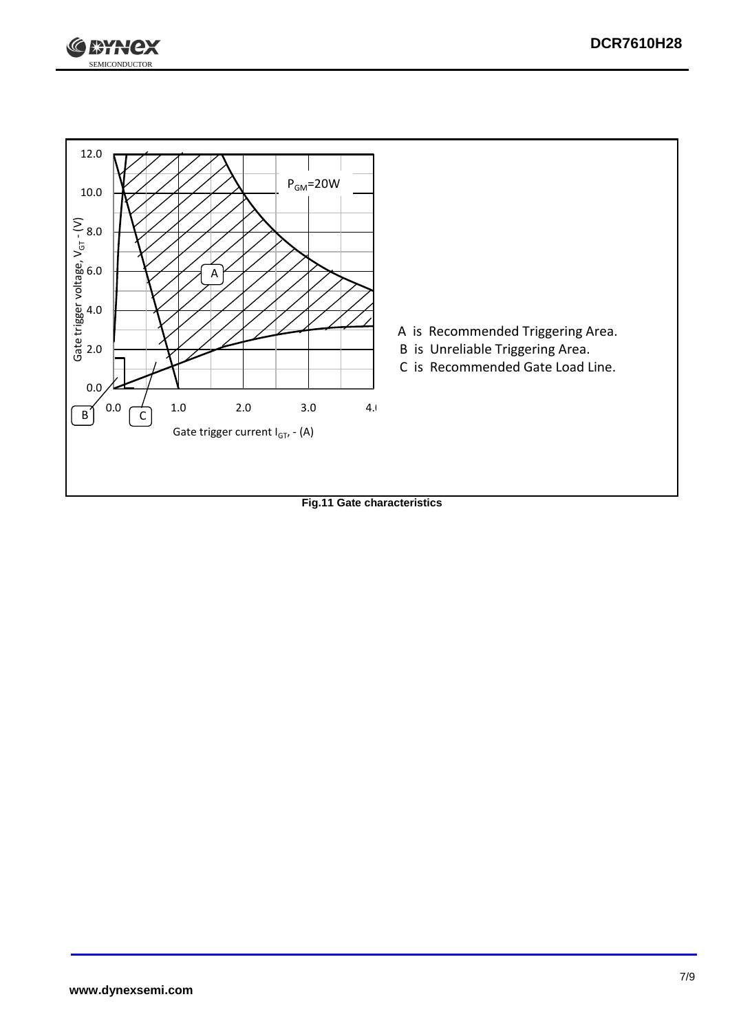12.0

10.0

8.0

6.0

4.0

2.0

0.0

Gate trigger voltage, $V_{GT}$ - (V)

$P_{GM}$=20W

A

B

C

0.0 1.0 2.0 3.0 4.0

Gate trigger current $I_{GT}$, - (A)

A is Recommended Triggering Area.
B is Unreliable Triggering Area.
C is Recommended Gate Load Line.

**Fig.11 Gate characteristics**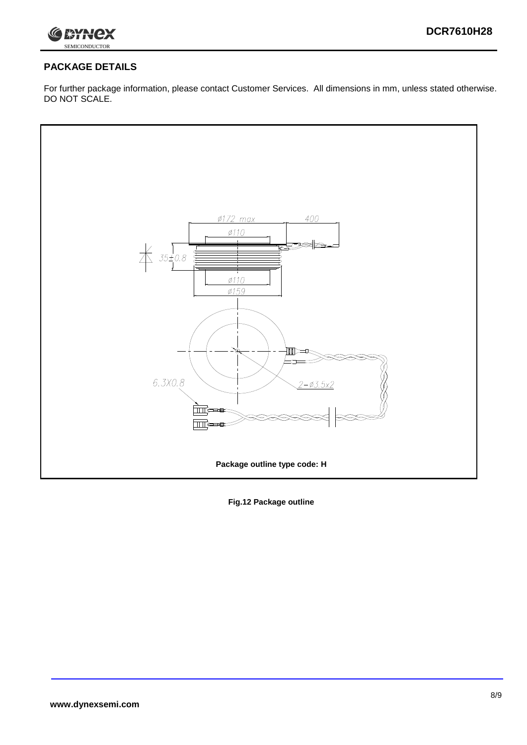## PACKAGE DETAILS

For further package information, please contact Customer Services. All dimensions in mm, unless stated otherwise. DO NOT SCALE.

Ø172 max

400

Ø110

35±0.8

Ø110

Ø159

6.3X0.8

2-Ø3.5x2

Package outline type code: H

**Fig.12 Package outline**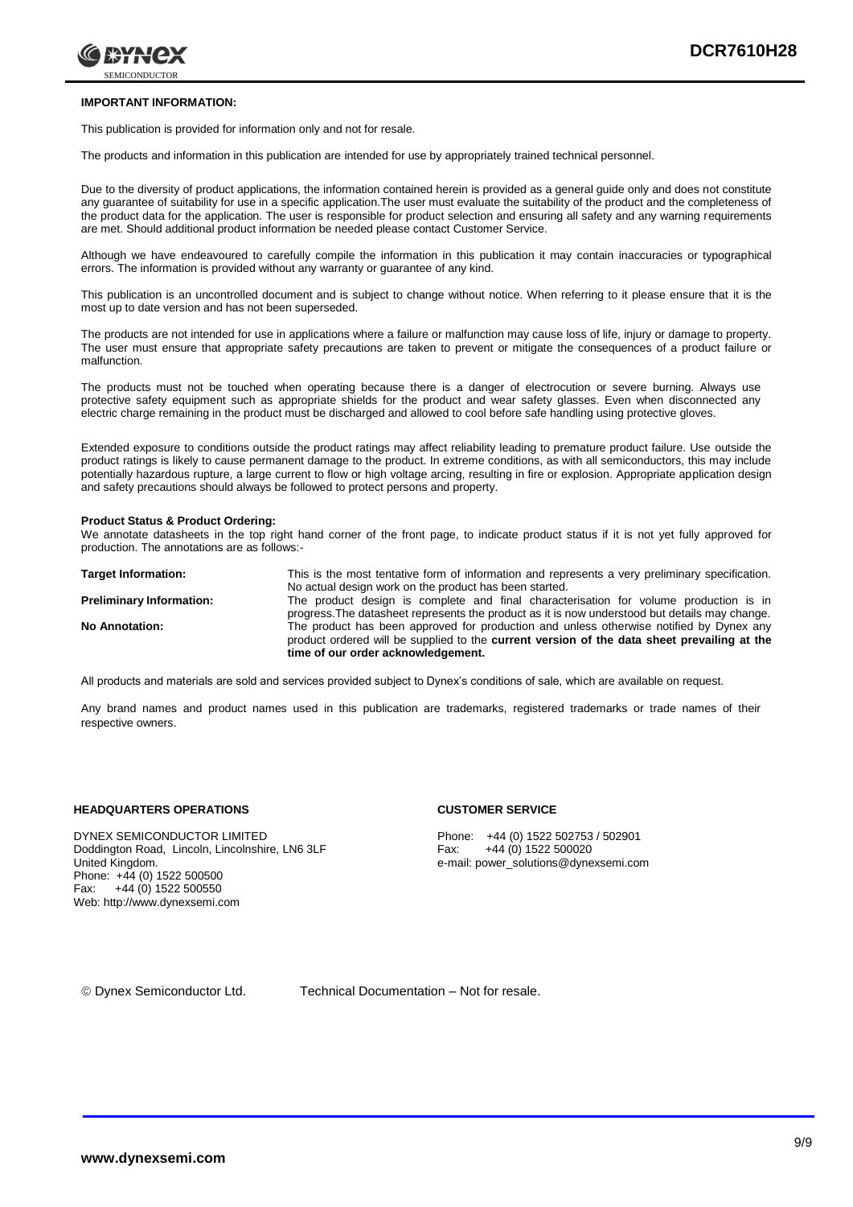**IMPORTANT INFORMATION:**

This publication is provided for information only and not for resale.

The products and information in this publication are intended for use by appropriately trained technical personnel.

Due to the diversity of product applications, the information contained herein is provided as a general guide only and does not constitute any guarantee of suitability for use in a specific application.The user must evaluate the suitability of the product and the completeness of the product data for the application. The user is responsible for product selection and ensuring all safety and any warning requirements are met. Should additional product information be needed please contact Customer Service.

Although we have endeavoured to carefully compile the information in this publication it may contain inaccuracies or typographical errors. The information is provided without any warranty or guarantee of any kind.

This publication is an uncontrolled document and is subject to change without notice. When referring to it please ensure that it is the most up to date version and has not been superseded.

The products are not intended for use in applications where a failure or malfunction may cause loss of life, injury or damage to property. The user must ensure that appropriate safety precautions are taken to prevent or mitigate the consequences of a product failure or malfunction.

The products must not be touched when operating because there is a danger of electrocution or severe burning. Always use protective safety equipment such as appropriate shields for the product and wear safety glasses. Even when disconnected any electric charge remaining in the product must be discharged and allowed to cool before safe handling using protective gloves.

Extended exposure to conditions outside the product ratings may affect reliability leading to premature product failure. Use outside the product ratings is likely to cause permanent damage to the product. In extreme conditions, as with all semiconductors, this may include potentially hazardous rupture, a large current to flow or high voltage arcing, resulting in fire or explosion. Appropriate application design and safety precautions should always be followed to protect persons and property.

**Product Status & Product Ordering:**

We annotate datasheets in the top right hand corner of the front page, to indicate product status if it is not yet fully approved for production. The annotations are as follows:-

| | |
|---|---|
| **Target Information:** | This is the most tentative form of information and represents a very preliminary specification. No actual design work on the product has been started. |
| **Preliminary Information:** | The product design is complete and final characterisation for volume production is in progress.The datasheet represents the product as it is now understood but details may change. |
| **No Annotation:** | The product has been approved for production and unless otherwise notified by Dynex any product ordered will be supplied to the **current version of the data sheet prevailing at the time of our order acknowledgement.** |

All products and materials are sold and services provided subject to Dynex's conditions of sale, which are available on request.

Any brand names and product names used in this publication are trademarks, registered trademarks or trade names of their respective owners.

**HEADQUARTERS OPERATIONS**

DYNEX SEMICONDUCTOR LIMITED
Doddington Road, Lincoln, Lincolnshire, LN6 3LF
United Kingdom.
Phone: +44 (0) 1522 500500
Fax: +44 (0) 1522 500550
Web: http://www.dynexsemi.com

**CUSTOMER SERVICE**

Phone: +44 (0) 1522 502753 / 502901
Fax: +44 (0) 1522 500020
e-mail: power_solutions@dynexsemi.com

© Dynex Semiconductor Ltd. Technical Documentation – Not for resale.